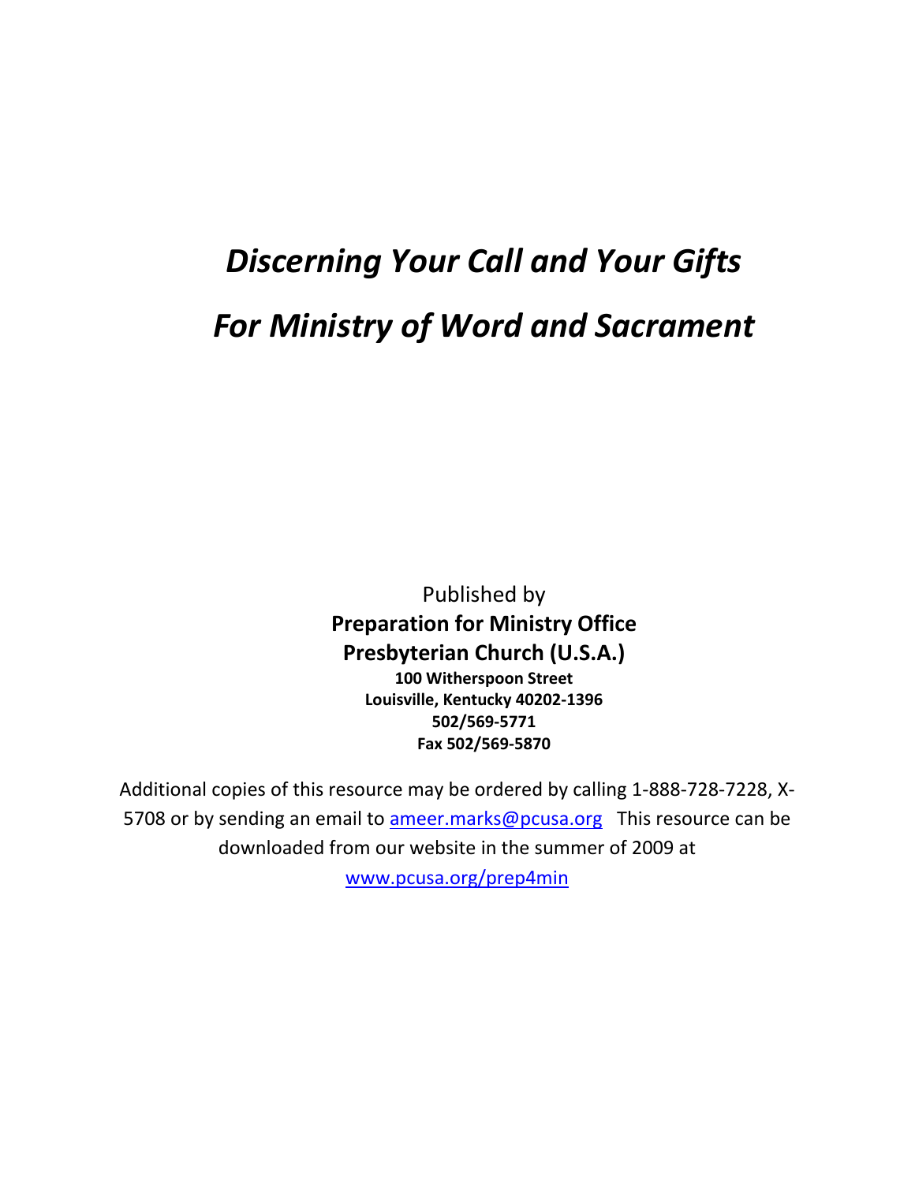# *Discerning Your Call and Your Gifts*

# *For Ministry of Word and Sacrament*

Published by

**Preparation for Ministry Office**

**Presbyterian Church (U.S.A.)**

**100 Witherspoon Street**

**Louisville, Kentucky 40202-1396**

**502/569-5771**

**Fax 502/569-5870**

Additional copies of this resource may be ordered by calling 1-888-728-7228, X-5708 or by sending an email to ameer.marks@pcusa.org This resource can be downloaded from our website in the summer of 2009 at www.pcusa.org/prep4min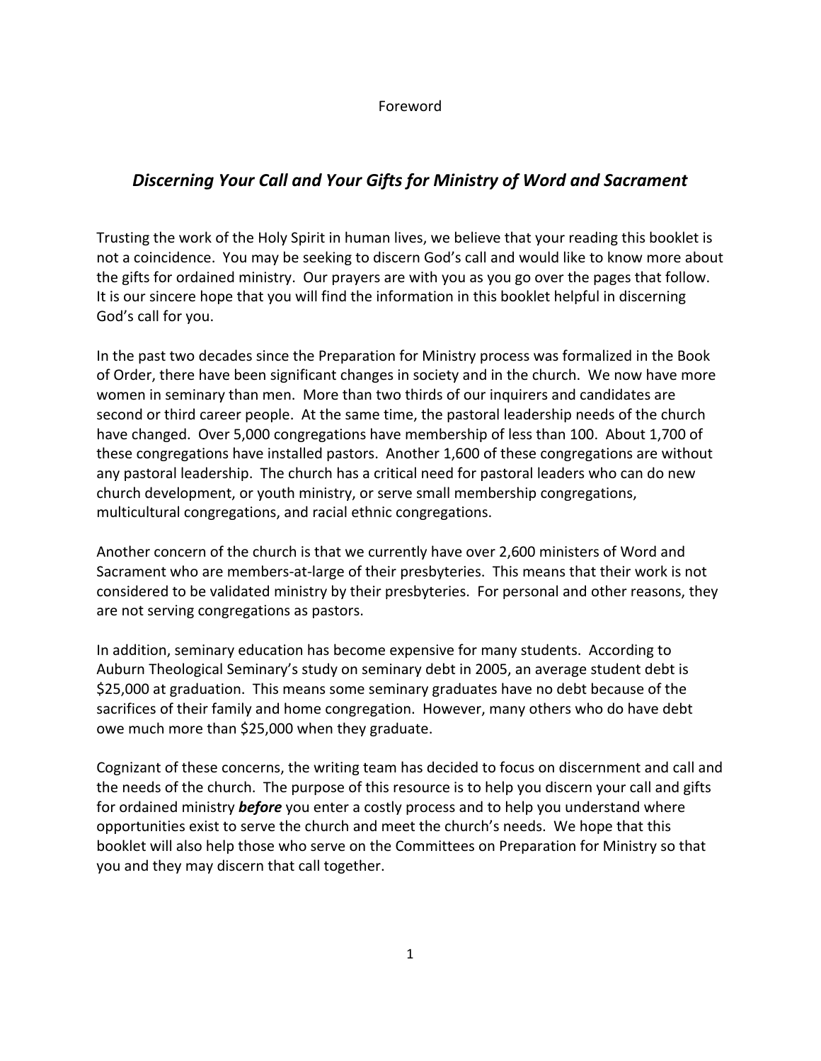Foreword

## *Discerning Your Call and Your Gifts for Ministry of Word and Sacrament*

Trusting the work of the Holy Spirit in human lives, we believe that your reading this booklet is not a coincidence. You may be seeking to discern God's call and would like to know more about the gifts for ordained ministry. Our prayers are with you as you go over the pages that follow. It is our sincere hope that you will find the information in this booklet helpful in discerning God's call for you.

In the past two decades since the Preparation for Ministry process was formalized in the Book of Order, there have been significant changes in society and in the church. We now have more women in seminary than men. More than two thirds of our inquirers and candidates are second or third career people. At the same time, the pastoral leadership needs of the church have changed. Over 5,000 congregations have membership of less than 100. About 1,700 of these congregations have installed pastors. Another 1,600 of these congregations are without any pastoral leadership. The church has a critical need for pastoral leaders who can do new church development, or youth ministry, or serve small membership congregations, multicultural congregations, and racial ethnic congregations.

Another concern of the church is that we currently have over 2,600 ministers of Word and Sacrament who are members-at-large of their presbyteries. This means that their work is not considered to be validated ministry by their presbyteries. For personal and other reasons, they are not serving congregations as pastors.

In addition, seminary education has become expensive for many students. According to Auburn Theological Seminary's study on seminary debt in 2005, an average student debt is $25,000 at graduation. This means some seminary graduates have no debt because of the sacrifices of their family and home congregation. However, many others who do have debt owe much more than $25,000 when they graduate.

Cognizant of these concerns, the writing team has decided to focus on discernment and call and the needs of the church. The purpose of this resource is to help you discern your call and gifts for ordained ministry ***before*** you enter a costly process and to help you understand where opportunities exist to serve the church and meet the church's needs. We hope that this booklet will also help those who serve on the Committees on Preparation for Ministry so that you and they may discern that call together.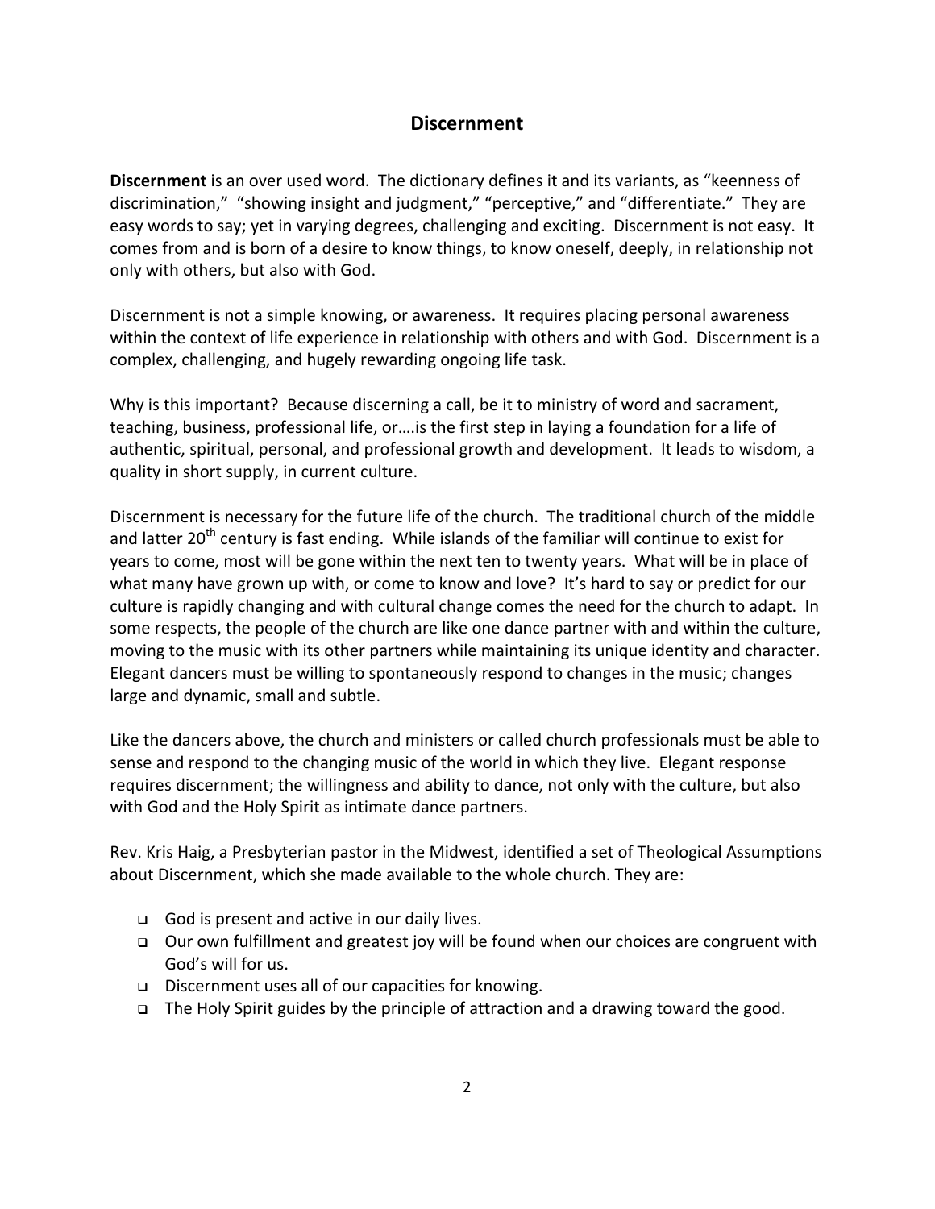## Discernment

**Discernment** is an over used word. The dictionary defines it and its variants, as "keenness of discrimination," "showing insight and judgment," "perceptive," and "differentiate." They are easy words to say; yet in varying degrees, challenging and exciting. Discernment is not easy. It comes from and is born of a desire to know things, to know oneself, deeply, in relationship not only with others, but also with God.

Discernment is not a simple knowing, or awareness. It requires placing personal awareness within the context of life experience in relationship with others and with God. Discernment is a complex, challenging, and hugely rewarding ongoing life task.

Why is this important? Because discerning a call, be it to ministry of word and sacrament, teaching, business, professional life, or….is the first step in laying a foundation for a life of authentic, spiritual, personal, and professional growth and development. It leads to wisdom, a quality in short supply, in current culture.

Discernment is necessary for the future life of the church. The traditional church of the middle and latter 20th century is fast ending. While islands of the familiar will continue to exist for years to come, most will be gone within the next ten to twenty years. What will be in place of what many have grown up with, or come to know and love? It's hard to say or predict for our culture is rapidly changing and with cultural change comes the need for the church to adapt. In some respects, the people of the church are like one dance partner with and within the culture, moving to the music with its other partners while maintaining its unique identity and character. Elegant dancers must be willing to spontaneously respond to changes in the music; changes large and dynamic, small and subtle.

Like the dancers above, the church and ministers or called church professionals must be able to sense and respond to the changing music of the world in which they live. Elegant response requires discernment; the willingness and ability to dance, not only with the culture, but also with God and the Holy Spirit as intimate dance partners.

Rev. Kris Haig, a Presbyterian pastor in the Midwest, identified a set of Theological Assumptions about Discernment, which she made available to the whole church. They are:

- God is present and active in our daily lives.
- Our own fulfillment and greatest joy will be found when our choices are congruent with God's will for us.
- Discernment uses all of our capacities for knowing.
- The Holy Spirit guides by the principle of attraction and a drawing toward the good.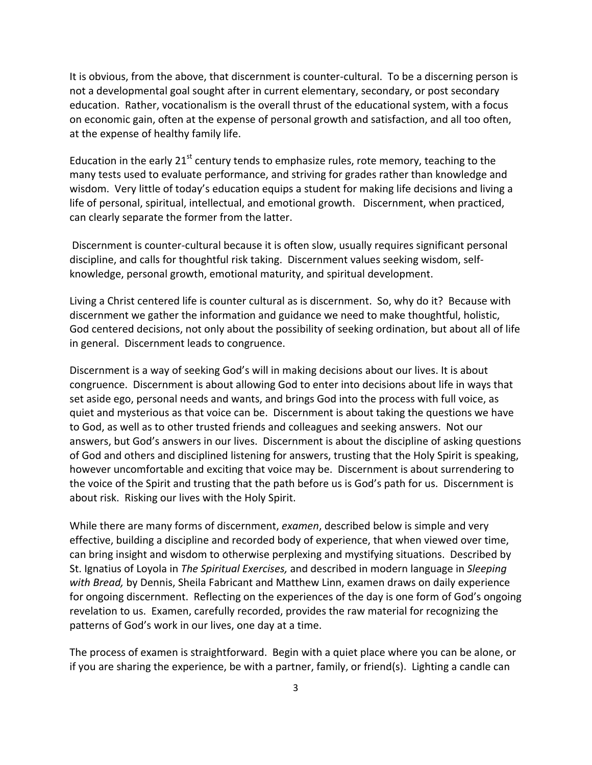It is obvious, from the above, that discernment is counter-cultural. To be a discerning person is not a developmental goal sought after in current elementary, secondary, or post secondary education. Rather, vocationalism is the overall thrust of the educational system, with a focus on economic gain, often at the expense of personal growth and satisfaction, and all too often, at the expense of healthy family life.

Education in the early 21st century tends to emphasize rules, rote memory, teaching to the many tests used to evaluate performance, and striving for grades rather than knowledge and wisdom. Very little of today's education equips a student for making life decisions and living a life of personal, spiritual, intellectual, and emotional growth. Discernment, when practiced, can clearly separate the former from the latter.

Discernment is counter-cultural because it is often slow, usually requires significant personal discipline, and calls for thoughtful risk taking. Discernment values seeking wisdom, self-knowledge, personal growth, emotional maturity, and spiritual development.

Living a Christ centered life is counter cultural as is discernment. So, why do it? Because with discernment we gather the information and guidance we need to make thoughtful, holistic, God centered decisions, not only about the possibility of seeking ordination, but about all of life in general. Discernment leads to congruence.

Discernment is a way of seeking God's will in making decisions about our lives. It is about congruence. Discernment is about allowing God to enter into decisions about life in ways that set aside ego, personal needs and wants, and brings God into the process with full voice, as quiet and mysterious as that voice can be. Discernment is about taking the questions we have to God, as well as to other trusted friends and colleagues and seeking answers. Not our answers, but God's answers in our lives. Discernment is about the discipline of asking questions of God and others and disciplined listening for answers, trusting that the Holy Spirit is speaking, however uncomfortable and exciting that voice may be. Discernment is about surrendering to the voice of the Spirit and trusting that the path before us is God's path for us. Discernment is about risk. Risking our lives with the Holy Spirit.

While there are many forms of discernment, *examen*, described below is simple and very effective, building a discipline and recorded body of experience, that when viewed over time, can bring insight and wisdom to otherwise perplexing and mystifying situations. Described by St. Ignatius of Loyola in *The Spiritual Exercises,* and described in modern language in *Sleeping with Bread,* by Dennis, Sheila Fabricant and Matthew Linn, examen draws on daily experience for ongoing discernment. Reflecting on the experiences of the day is one form of God's ongoing revelation to us. Examen, carefully recorded, provides the raw material for recognizing the patterns of God's work in our lives, one day at a time.

The process of examen is straightforward. Begin with a quiet place where you can be alone, or if you are sharing the experience, be with a partner, family, or friend(s). Lighting a candle can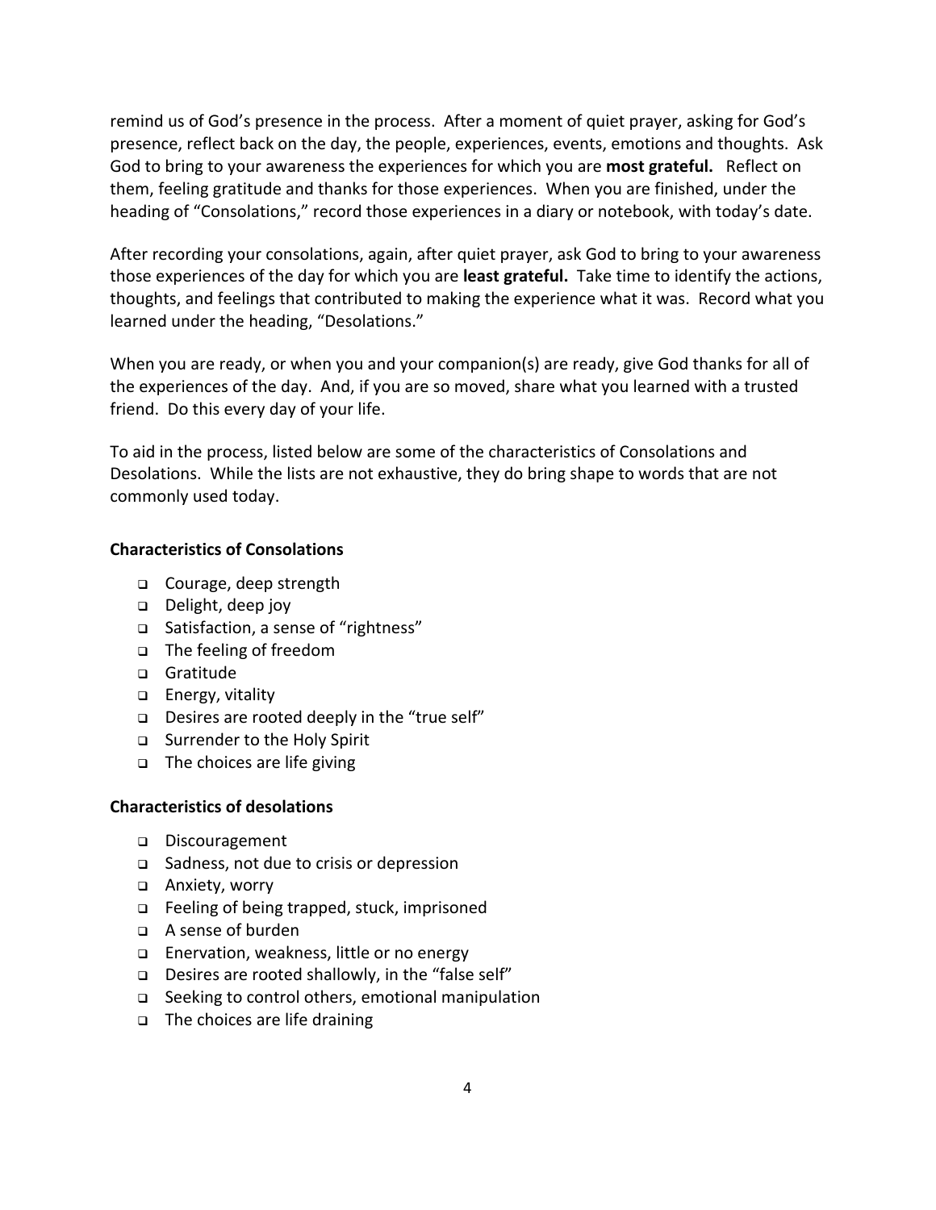remind us of God's presence in the process. After a moment of quiet prayer, asking for God's presence, reflect back on the day, the people, experiences, events, emotions and thoughts. Ask God to bring to your awareness the experiences for which you are **most grateful.** Reflect on them, feeling gratitude and thanks for those experiences. When you are finished, under the heading of "Consolations," record those experiences in a diary or notebook, with today's date.

After recording your consolations, again, after quiet prayer, ask God to bring to your awareness those experiences of the day for which you are **least grateful.** Take time to identify the actions, thoughts, and feelings that contributed to making the experience what it was. Record what you learned under the heading, "Desolations."

When you are ready, or when you and your companion(s) are ready, give God thanks for all of the experiences of the day. And, if you are so moved, share what you learned with a trusted friend. Do this every day of your life.

To aid in the process, listed below are some of the characteristics of Consolations and Desolations. While the lists are not exhaustive, they do bring shape to words that are not commonly used today.

**Characteristics of Consolations**

- Courage, deep strength
- Delight, deep joy
- Satisfaction, a sense of "rightness"
- The feeling of freedom
- Gratitude
- Energy, vitality
- Desires are rooted deeply in the "true self"
- Surrender to the Holy Spirit
- The choices are life giving

**Characteristics of desolations**

- Discouragement
- Sadness, not due to crisis or depression
- Anxiety, worry
- Feeling of being trapped, stuck, imprisoned
- A sense of burden
- Enervation, weakness, little or no energy
- Desires are rooted shallowly, in the "false self"
- Seeking to control others, emotional manipulation
- The choices are life draining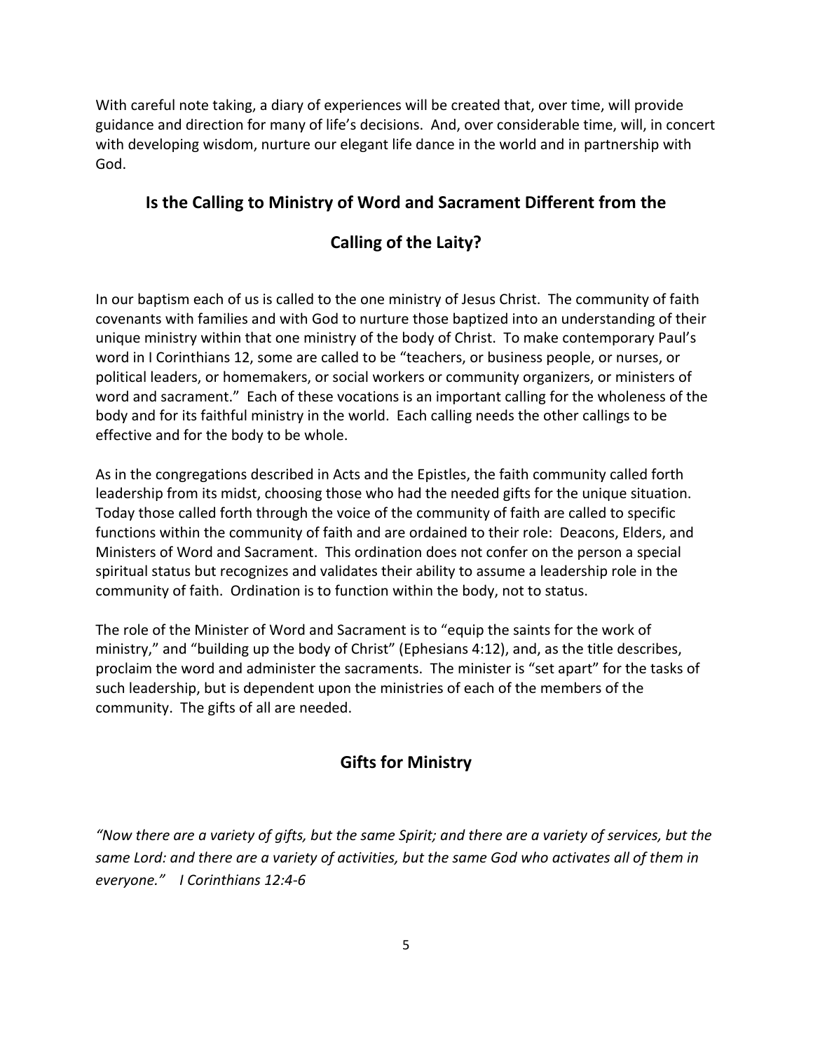With careful note taking, a diary of experiences will be created that, over time, will provide guidance and direction for many of life's decisions. And, over considerable time, will, in concert with developing wisdom, nurture our elegant life dance in the world and in partnership with God.

## Is the Calling to Ministry of Word and Sacrament Different from the Calling of the Laity?

In our baptism each of us is called to the one ministry of Jesus Christ. The community of faith covenants with families and with God to nurture those baptized into an understanding of their unique ministry within that one ministry of the body of Christ. To make contemporary Paul's word in I Corinthians 12, some are called to be "teachers, or business people, or nurses, or political leaders, or homemakers, or social workers or community organizers, or ministers of word and sacrament." Each of these vocations is an important calling for the wholeness of the body and for its faithful ministry in the world. Each calling needs the other callings to be effective and for the body to be whole.

As in the congregations described in Acts and the Epistles, the faith community called forth leadership from its midst, choosing those who had the needed gifts for the unique situation. Today those called forth through the voice of the community of faith are called to specific functions within the community of faith and are ordained to their role: Deacons, Elders, and Ministers of Word and Sacrament. This ordination does not confer on the person a special spiritual status but recognizes and validates their ability to assume a leadership role in the community of faith. Ordination is to function within the body, not to status.

The role of the Minister of Word and Sacrament is to "equip the saints for the work of ministry," and "building up the body of Christ" (Ephesians 4:12), and, as the title describes, proclaim the word and administer the sacraments. The minister is "set apart" for the tasks of such leadership, but is dependent upon the ministries of each of the members of the community. The gifts of all are needed.

## Gifts for Ministry

*"Now there are a variety of gifts, but the same Spirit; and there are a variety of services, but the same Lord: and there are a variety of activities, but the same God who activates all of them in everyone." I Corinthians 12:4-6*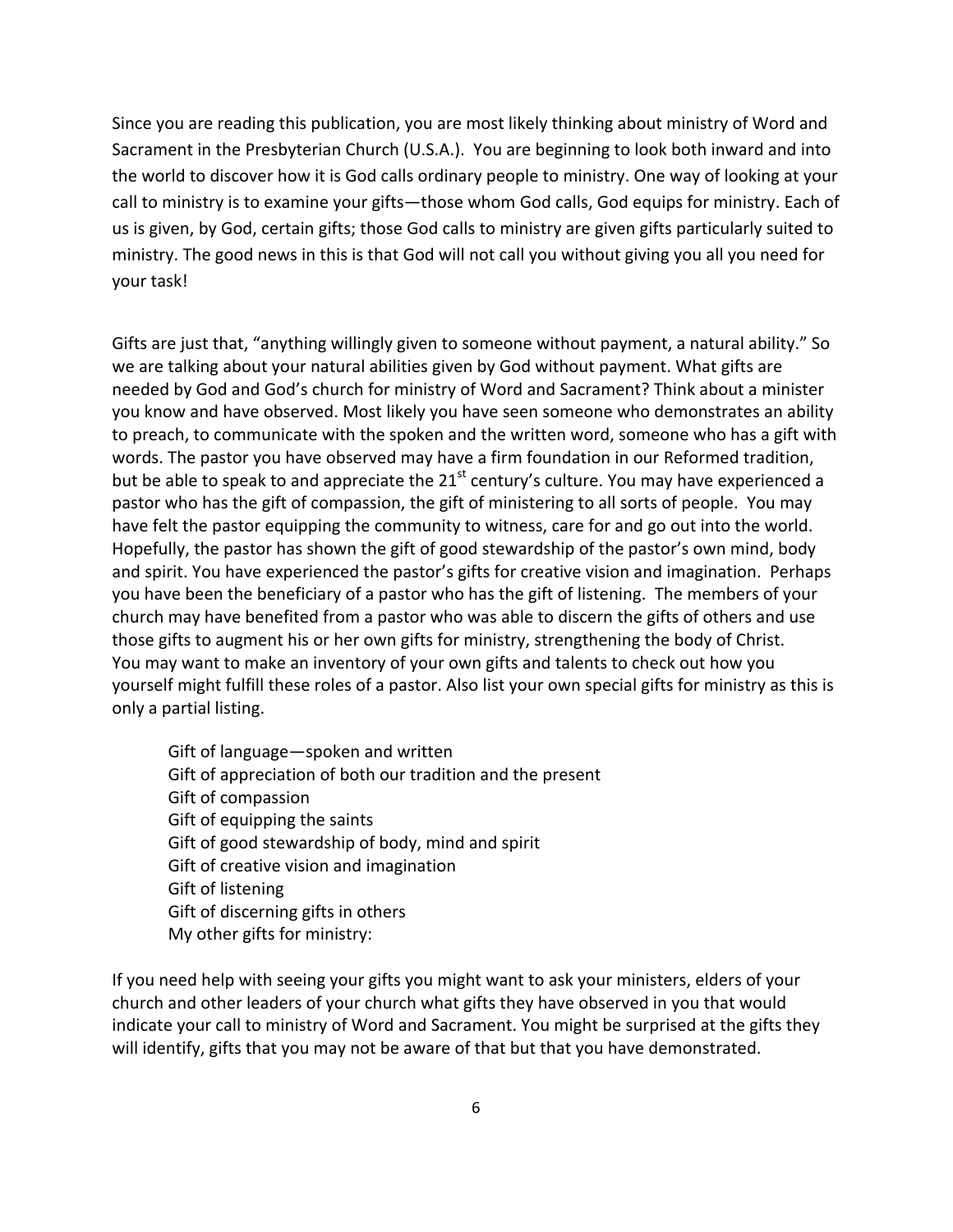Since you are reading this publication, you are most likely thinking about ministry of Word and Sacrament in the Presbyterian Church (U.S.A.). You are beginning to look both inward and into the world to discover how it is God calls ordinary people to ministry. One way of looking at your call to ministry is to examine your gifts—those whom God calls, God equips for ministry. Each of us is given, by God, certain gifts; those God calls to ministry are given gifts particularly suited to ministry. The good news in this is that God will not call you without giving you all you need for your task!

Gifts are just that, "anything willingly given to someone without payment, a natural ability." So we are talking about your natural abilities given by God without payment. What gifts are needed by God and God's church for ministry of Word and Sacrament? Think about a minister you know and have observed. Most likely you have seen someone who demonstrates an ability to preach, to communicate with the spoken and the written word, someone who has a gift with words. The pastor you have observed may have a firm foundation in our Reformed tradition, but be able to speak to and appreciate the 21st century's culture. You may have experienced a pastor who has the gift of compassion, the gift of ministering to all sorts of people. You may have felt the pastor equipping the community to witness, care for and go out into the world. Hopefully, the pastor has shown the gift of good stewardship of the pastor's own mind, body and spirit. You have experienced the pastor's gifts for creative vision and imagination. Perhaps you have been the beneficiary of a pastor who has the gift of listening. The members of your church may have benefited from a pastor who was able to discern the gifts of others and use those gifts to augment his or her own gifts for ministry, strengthening the body of Christ. You may want to make an inventory of your own gifts and talents to check out how you yourself might fulfill these roles of a pastor. Also list your own special gifts for ministry as this is only a partial listing.

- Gift of language—spoken and written
- Gift of appreciation of both our tradition and the present
- Gift of compassion
- Gift of equipping the saints
- Gift of good stewardship of body, mind and spirit
- Gift of creative vision and imagination
- Gift of listening
- Gift of discerning gifts in others
- My other gifts for ministry:

If you need help with seeing your gifts you might want to ask your ministers, elders of your church and other leaders of your church what gifts they have observed in you that would indicate your call to ministry of Word and Sacrament. You might be surprised at the gifts they will identify, gifts that you may not be aware of that but that you have demonstrated.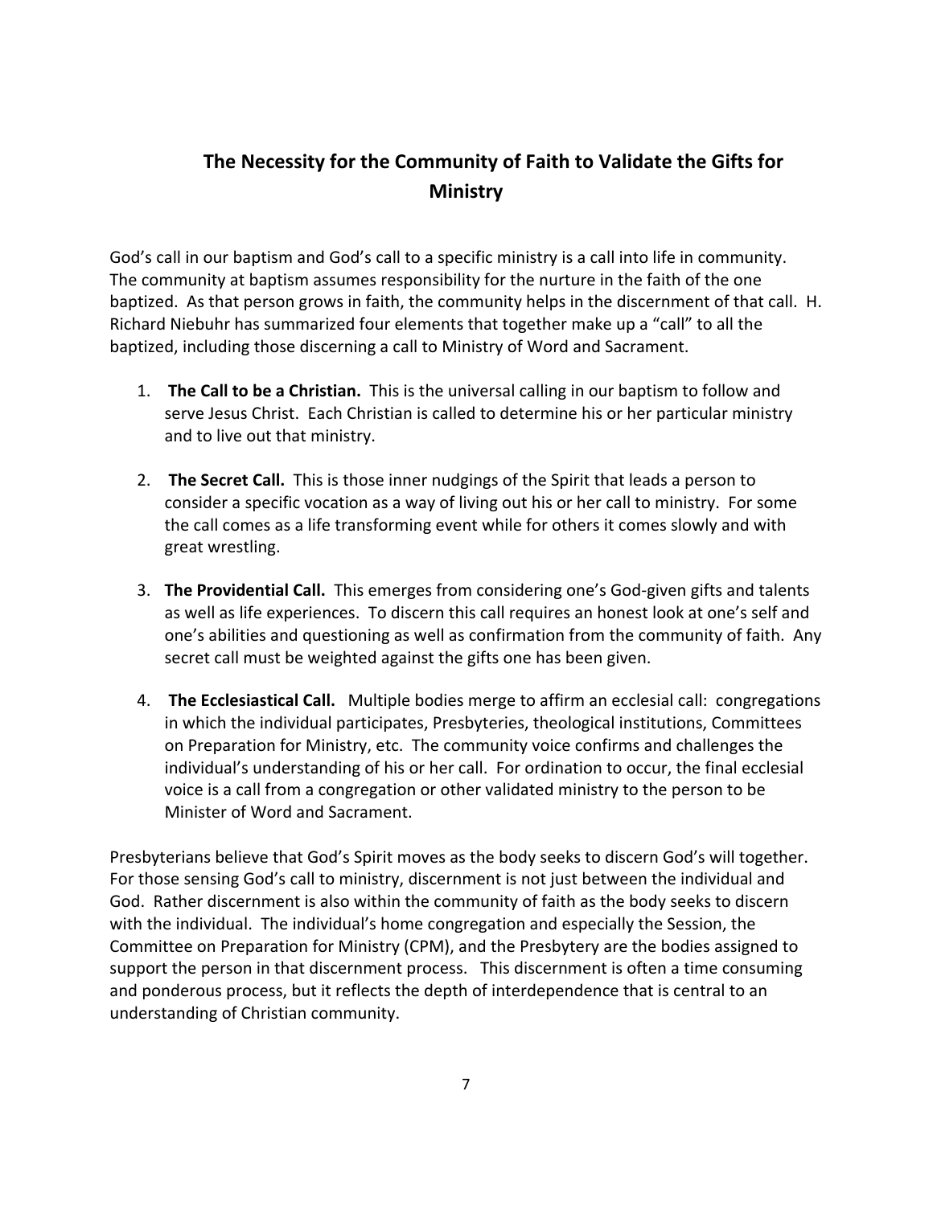## The Necessity for the Community of Faith to Validate the Gifts for Ministry

God's call in our baptism and God's call to a specific ministry is a call into life in community. The community at baptism assumes responsibility for the nurture in the faith of the one baptized. As that person grows in faith, the community helps in the discernment of that call. H. Richard Niebuhr has summarized four elements that together make up a "call" to all the baptized, including those discerning a call to Ministry of Word and Sacrament.

1. **The Call to be a Christian.** This is the universal calling in our baptism to follow and serve Jesus Christ. Each Christian is called to determine his or her particular ministry and to live out that ministry.

2. **The Secret Call.** This is those inner nudgings of the Spirit that leads a person to consider a specific vocation as a way of living out his or her call to ministry. For some the call comes as a life transforming event while for others it comes slowly and with great wrestling.

3. **The Providential Call.** This emerges from considering one's God-given gifts and talents as well as life experiences. To discern this call requires an honest look at one's self and one's abilities and questioning as well as confirmation from the community of faith. Any secret call must be weighted against the gifts one has been given.

4. **The Ecclesiastical Call.** Multiple bodies merge to affirm an ecclesial call: congregations in which the individual participates, Presbyteries, theological institutions, Committees on Preparation for Ministry, etc. The community voice confirms and challenges the individual's understanding of his or her call. For ordination to occur, the final ecclesial voice is a call from a congregation or other validated ministry to the person to be Minister of Word and Sacrament.

Presbyterians believe that God's Spirit moves as the body seeks to discern God's will together. For those sensing God's call to ministry, discernment is not just between the individual and God. Rather discernment is also within the community of faith as the body seeks to discern with the individual. The individual's home congregation and especially the Session, the Committee on Preparation for Ministry (CPM), and the Presbytery are the bodies assigned to support the person in that discernment process. This discernment is often a time consuming and ponderous process, but it reflects the depth of interdependence that is central to an understanding of Christian community.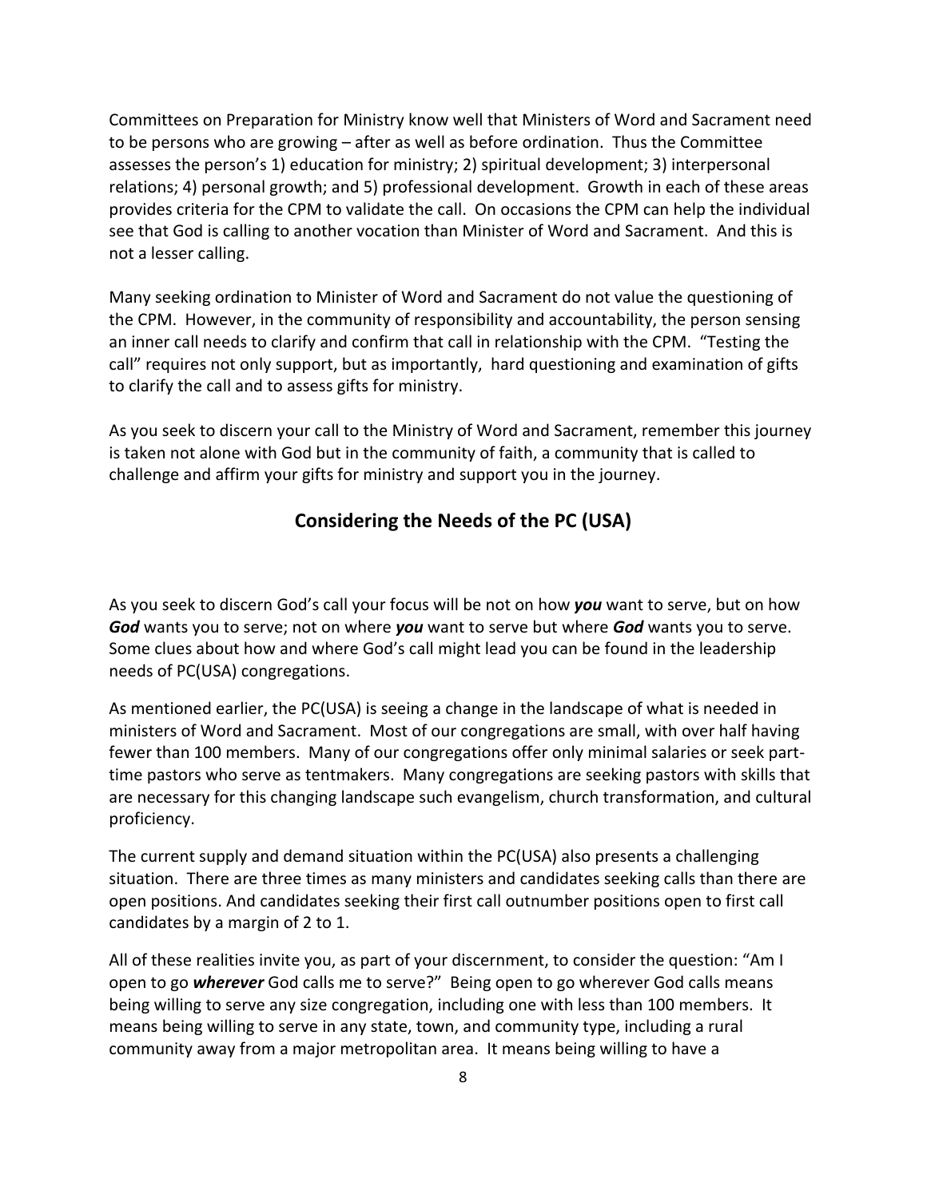Committees on Preparation for Ministry know well that Ministers of Word and Sacrament need to be persons who are growing – after as well as before ordination. Thus the Committee assesses the person's 1) education for ministry; 2) spiritual development; 3) interpersonal relations; 4) personal growth; and 5) professional development. Growth in each of these areas provides criteria for the CPM to validate the call. On occasions the CPM can help the individual see that God is calling to another vocation than Minister of Word and Sacrament. And this is not a lesser calling.

Many seeking ordination to Minister of Word and Sacrament do not value the questioning of the CPM. However, in the community of responsibility and accountability, the person sensing an inner call needs to clarify and confirm that call in relationship with the CPM. "Testing the call" requires not only support, but as importantly, hard questioning and examination of gifts to clarify the call and to assess gifts for ministry.

As you seek to discern your call to the Ministry of Word and Sacrament, remember this journey is taken not alone with God but in the community of faith, a community that is called to challenge and affirm your gifts for ministry and support you in the journey.

## Considering the Needs of the PC (USA)

As you seek to discern God's call your focus will be not on how ***you*** want to serve, but on how ***God*** wants you to serve; not on where ***you*** want to serve but where ***God*** wants you to serve. Some clues about how and where God's call might lead you can be found in the leadership needs of PC(USA) congregations.

As mentioned earlier, the PC(USA) is seeing a change in the landscape of what is needed in ministers of Word and Sacrament. Most of our congregations are small, with over half having fewer than 100 members. Many of our congregations offer only minimal salaries or seek part-time pastors who serve as tentmakers. Many congregations are seeking pastors with skills that are necessary for this changing landscape such evangelism, church transformation, and cultural proficiency.

The current supply and demand situation within the PC(USA) also presents a challenging situation. There are three times as many ministers and candidates seeking calls than there are open positions. And candidates seeking their first call outnumber positions open to first call candidates by a margin of 2 to 1.

All of these realities invite you, as part of your discernment, to consider the question: "Am I open to go ***wherever*** God calls me to serve?" Being open to go wherever God calls means being willing to serve any size congregation, including one with less than 100 members. It means being willing to serve in any state, town, and community type, including a rural community away from a major metropolitan area. It means being willing to have a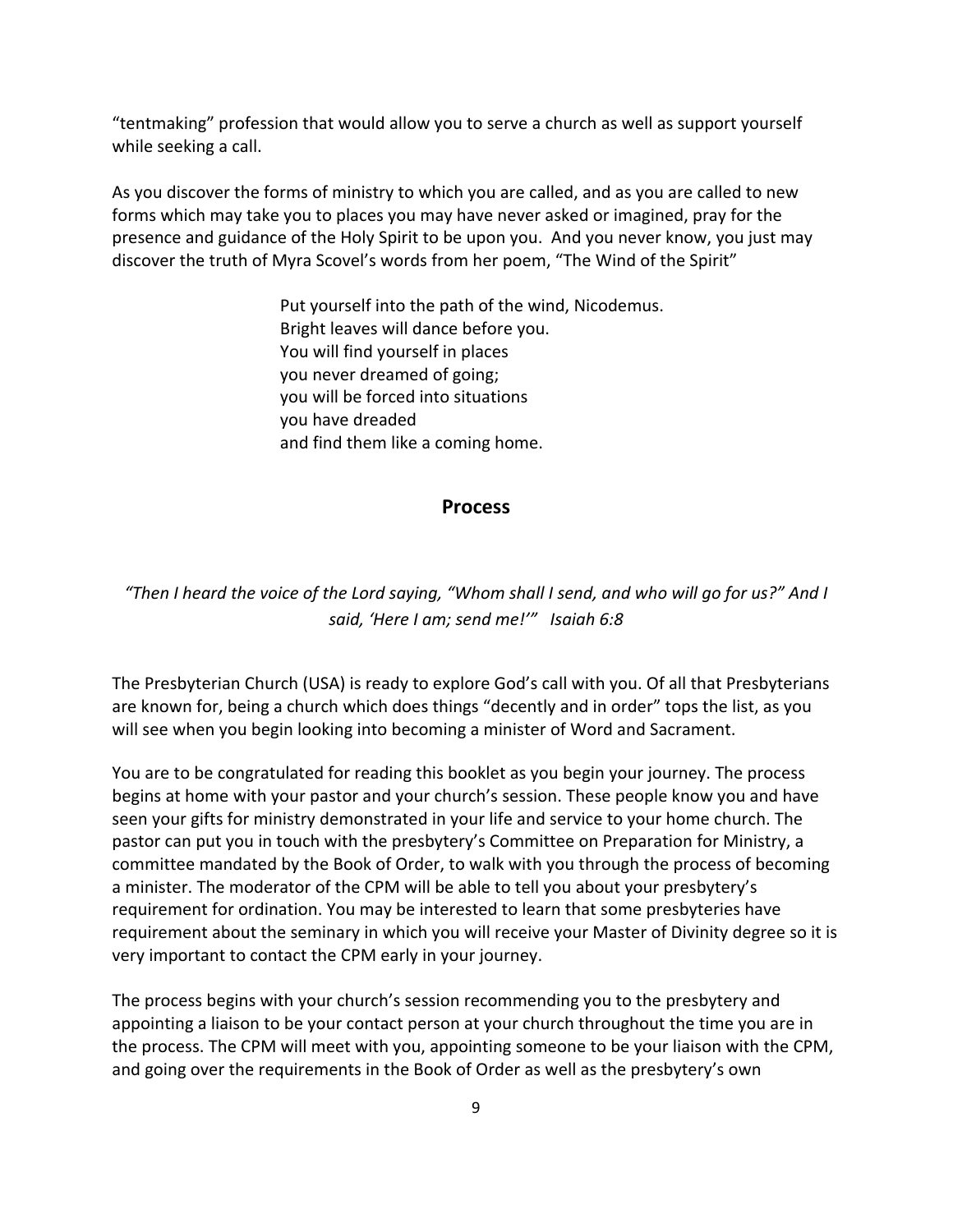"tentmaking" profession that would allow you to serve a church as well as support yourself while seeking a call.

As you discover the forms of ministry to which you are called, and as you are called to new forms which may take you to places you may have never asked or imagined, pray for the presence and guidance of the Holy Spirit to be upon you. And you never know, you just may discover the truth of Myra Scovel's words from her poem, "The Wind of the Spirit"

> Put yourself into the path of the wind, Nicodemus.
> Bright leaves will dance before you.
> You will find yourself in places
> you never dreamed of going;
> you will be forced into situations
> you have dreaded
> and find them like a coming home.

## Process

*"Then I heard the voice of the Lord saying, "Whom shall I send, and who will go for us?" And I said, 'Here I am; send me!'" Isaiah 6:8*

The Presbyterian Church (USA) is ready to explore God's call with you. Of all that Presbyterians are known for, being a church which does things "decently and in order" tops the list, as you will see when you begin looking into becoming a minister of Word and Sacrament.

You are to be congratulated for reading this booklet as you begin your journey. The process begins at home with your pastor and your church's session. These people know you and have seen your gifts for ministry demonstrated in your life and service to your home church. The pastor can put you in touch with the presbytery's Committee on Preparation for Ministry, a committee mandated by the Book of Order, to walk with you through the process of becoming a minister. The moderator of the CPM will be able to tell you about your presbytery's requirement for ordination. You may be interested to learn that some presbyteries have requirement about the seminary in which you will receive your Master of Divinity degree so it is very important to contact the CPM early in your journey.

The process begins with your church's session recommending you to the presbytery and appointing a liaison to be your contact person at your church throughout the time you are in the process. The CPM will meet with you, appointing someone to be your liaison with the CPM, and going over the requirements in the Book of Order as well as the presbytery's own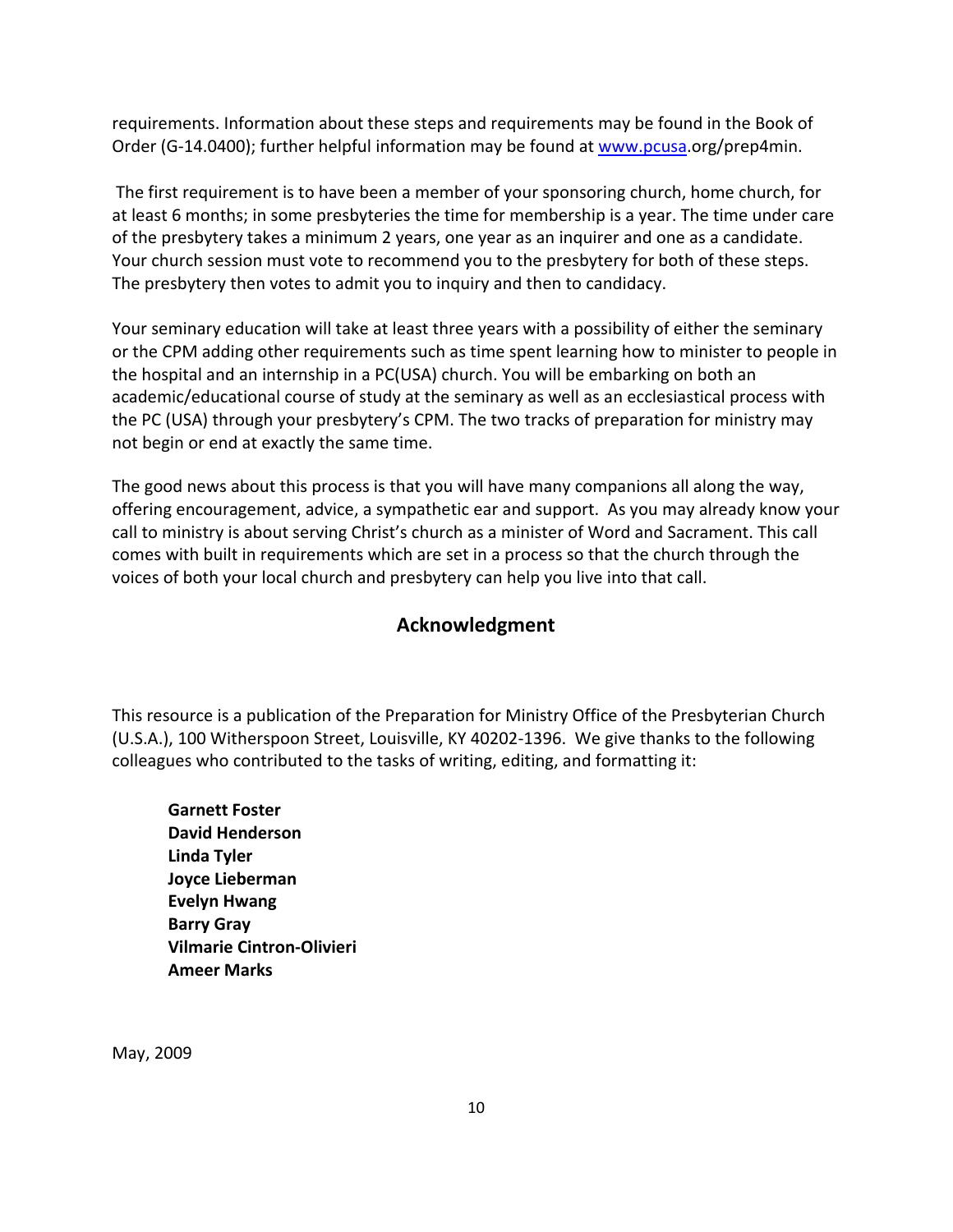requirements. Information about these steps and requirements may be found in the Book of Order (G-14.0400); further helpful information may be found at www.pcusa.org/prep4min.

The first requirement is to have been a member of your sponsoring church, home church, for at least 6 months; in some presbyteries the time for membership is a year. The time under care of the presbytery takes a minimum 2 years, one year as an inquirer and one as a candidate. Your church session must vote to recommend you to the presbytery for both of these steps. The presbytery then votes to admit you to inquiry and then to candidacy.

Your seminary education will take at least three years with a possibility of either the seminary or the CPM adding other requirements such as time spent learning how to minister to people in the hospital and an internship in a PC(USA) church. You will be embarking on both an academic/educational course of study at the seminary as well as an ecclesiastical process with the PC (USA) through your presbytery's CPM. The two tracks of preparation for ministry may not begin or end at exactly the same time.

The good news about this process is that you will have many companions all along the way, offering encouragement, advice, a sympathetic ear and support. As you may already know your call to ministry is about serving Christ's church as a minister of Word and Sacrament. This call comes with built in requirements which are set in a process so that the church through the voices of both your local church and presbytery can help you live into that call.

## Acknowledgment

This resource is a publication of the Preparation for Ministry Office of the Presbyterian Church (U.S.A.), 100 Witherspoon Street, Louisville, KY 40202-1396. We give thanks to the following colleagues who contributed to the tasks of writing, editing, and formatting it:

**Garnett Foster**
**David Henderson**
**Linda Tyler**
**Joyce Lieberman**
**Evelyn Hwang**
**Barry Gray**
**Vilmarie Cintron-Olivieri**
**Ameer Marks**

May, 2009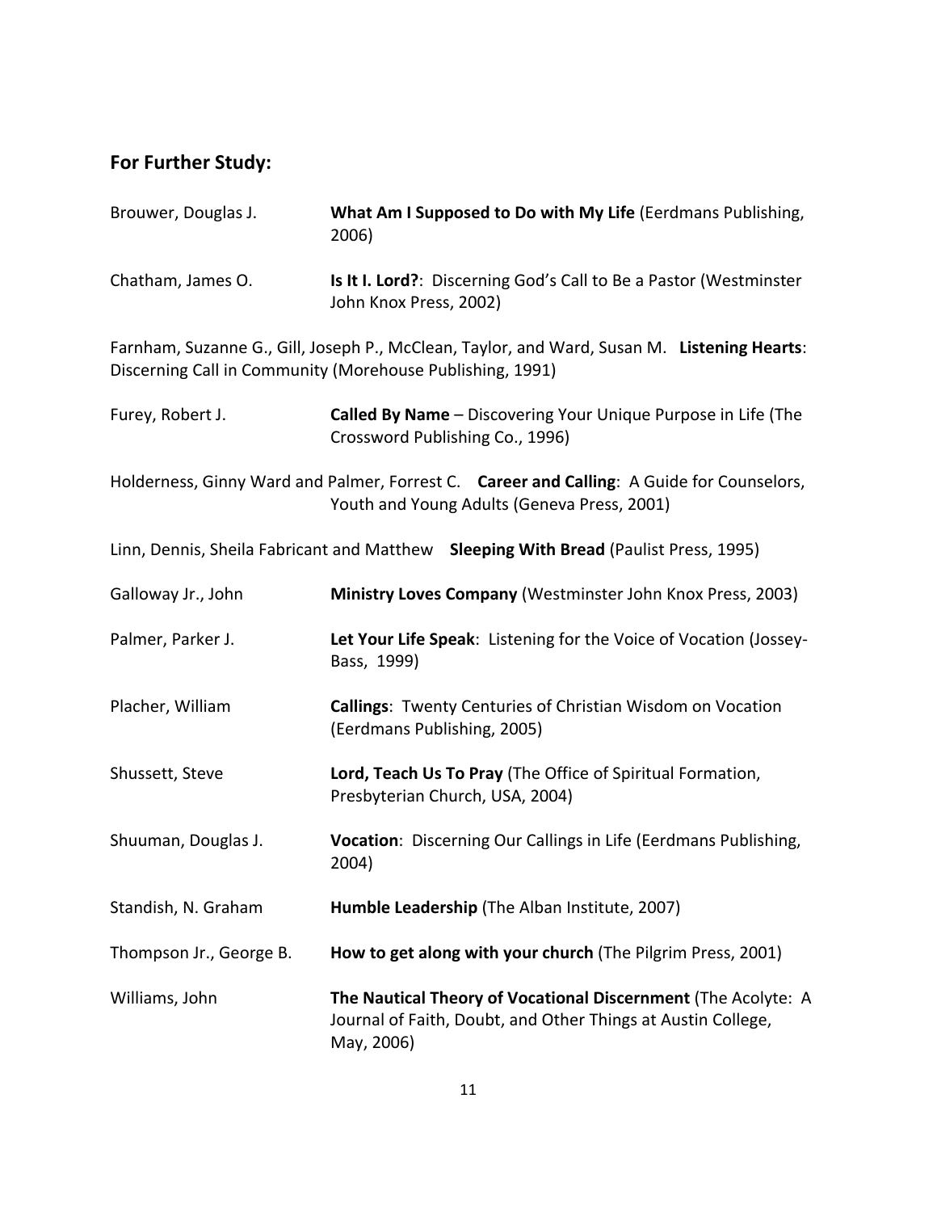## For Further Study:

Brouwer, Douglas J. **What Am I Supposed to Do with My Life** (Eerdmans Publishing, 2006)

Chatham, James O. **Is It I. Lord?**: Discerning God's Call to Be a Pastor (Westminster John Knox Press, 2002)

Farnham, Suzanne G., Gill, Joseph P., McClean, Taylor, and Ward, Susan M. **Listening Hearts**: Discerning Call in Community (Morehouse Publishing, 1991)

Furey, Robert J. **Called By Name** – Discovering Your Unique Purpose in Life (The Crossword Publishing Co., 1996)

Holderness, Ginny Ward and Palmer, Forrest C. **Career and Calling**: A Guide for Counselors, Youth and Young Adults (Geneva Press, 2001)

Linn, Dennis, Sheila Fabricant and Matthew **Sleeping With Bread** (Paulist Press, 1995)

Galloway Jr., John **Ministry Loves Company** (Westminster John Knox Press, 2003)

Palmer, Parker J. **Let Your Life Speak**: Listening for the Voice of Vocation (Jossey-Bass, 1999)

Placher, William **Callings**: Twenty Centuries of Christian Wisdom on Vocation (Eerdmans Publishing, 2005)

Shussett, Steve **Lord, Teach Us To Pray** (The Office of Spiritual Formation, Presbyterian Church, USA, 2004)

Shuuman, Douglas J. **Vocation**: Discerning Our Callings in Life (Eerdmans Publishing, 2004)

Standish, N. Graham **Humble Leadership** (The Alban Institute, 2007)

Thompson Jr., George B. **How to get along with your church** (The Pilgrim Press, 2001)

Williams, John **The Nautical Theory of Vocational Discernment** (The Acolyte: A Journal of Faith, Doubt, and Other Things at Austin College, May, 2006)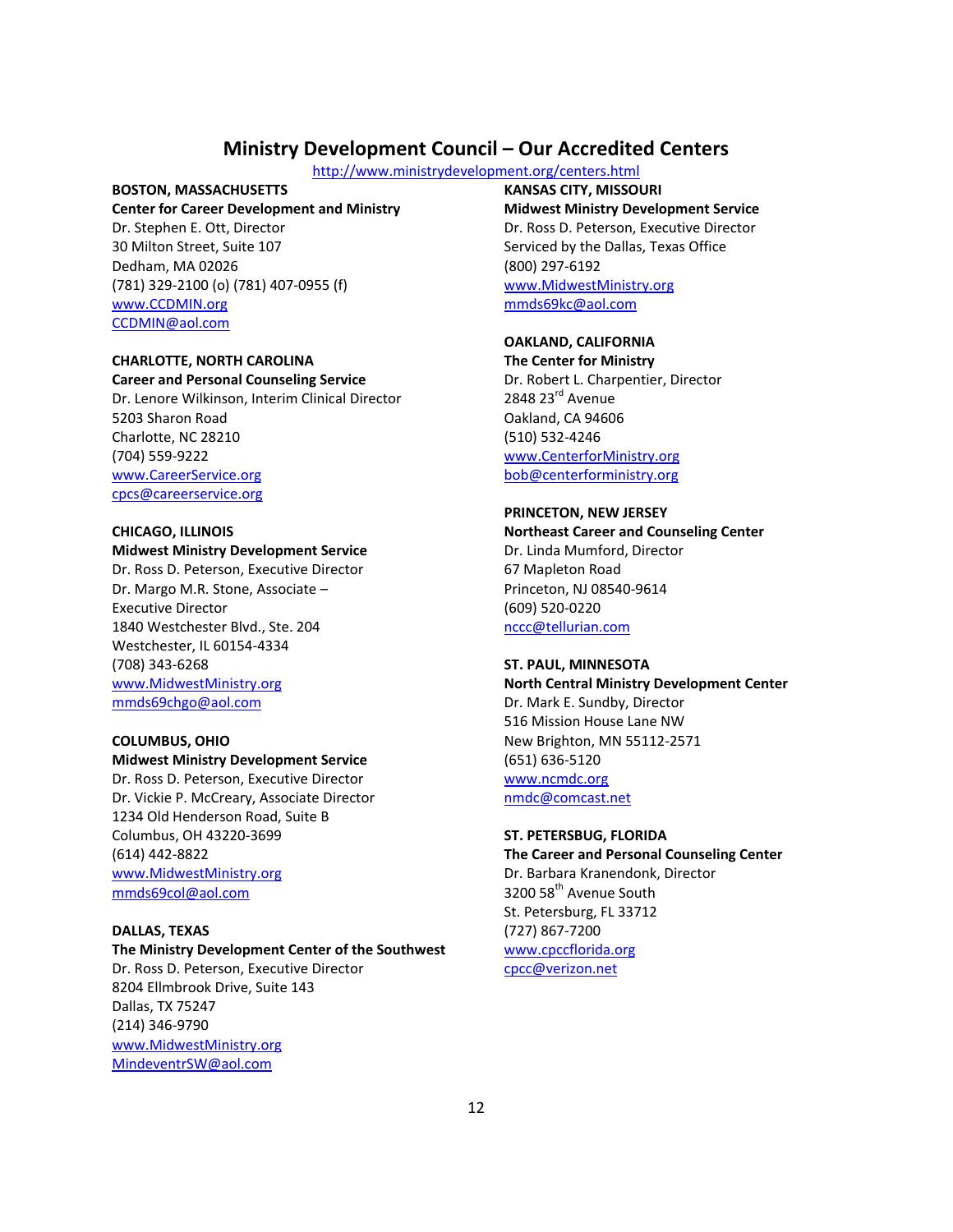## Ministry Development Council – Our Accredited Centers

http://www.ministrydevelopment.org/centers.html

**BOSTON, MASSACHUSETTS**
**Center for Career Development and Ministry**
Dr. Stephen E. Ott, Director
30 Milton Street, Suite 107
Dedham, MA 02026
(781) 329-2100 (o) (781) 407-0955 (f)
www.CCDMIN.org
CCDMIN@aol.com

**CHARLOTTE, NORTH CAROLINA**
**Career and Personal Counseling Service**
Dr. Lenore Wilkinson, Interim Clinical Director
5203 Sharon Road
Charlotte, NC 28210
(704) 559-9222
www.CareerService.org
cpcs@careerservice.org

**CHICAGO, ILLINOIS**
**Midwest Ministry Development Service**
Dr. Ross D. Peterson, Executive Director
Dr. Margo M.R. Stone, Associate – Executive Director
1840 Westchester Blvd., Ste. 204
Westchester, IL 60154-4334
(708) 343-6268
www.MidwestMinistry.org
mmds69chgo@aol.com

**COLUMBUS, OHIO**
**Midwest Ministry Development Service**
Dr. Ross D. Peterson, Executive Director
Dr. Vickie P. McCreary, Associate Director
1234 Old Henderson Road, Suite B
Columbus, OH 43220-3699
(614) 442-8822
www.MidwestMinistry.org
mmds69col@aol.com

**DALLAS, TEXAS**
**The Ministry Development Center of the Southwest**
Dr. Ross D. Peterson, Executive Director
8204 Ellmbrook Drive, Suite 143
Dallas, TX 75247
(214) 346-9790
www.MidwestMinistry.org
MindeventrSW@aol.com

**KANSAS CITY, MISSOURI**
**Midwest Ministry Development Service**
Dr. Ross D. Peterson, Executive Director
Serviced by the Dallas, Texas Office
(800) 297-6192
www.MidwestMinistry.org
mmds69kc@aol.com

**OAKLAND, CALIFORNIA**
**The Center for Ministry**
Dr. Robert L. Charpentier, Director
2848 23rd Avenue
Oakland, CA 94606
(510) 532-4246
www.CenterforMinistry.org
bob@centerforministry.org

**PRINCETON, NEW JERSEY**
**Northeast Career and Counseling Center**
Dr. Linda Mumford, Director
67 Mapleton Road
Princeton, NJ 08540-9614
(609) 520-0220
nccc@tellurian.com

**ST. PAUL, MINNESOTA**
**North Central Ministry Development Center**
Dr. Mark E. Sundby, Director
516 Mission House Lane NW
New Brighton, MN 55112-2571
(651) 636-5120
www.ncmdc.org
nmdc@comcast.net

**ST. PETERSBUG, FLORIDA**
**The Career and Personal Counseling Center**
Dr. Barbara Kranendonk, Director
3200 58th Avenue South
St. Petersburg, FL 33712
(727) 867-7200
www.cpccflorida.org
cpcc@verizon.net